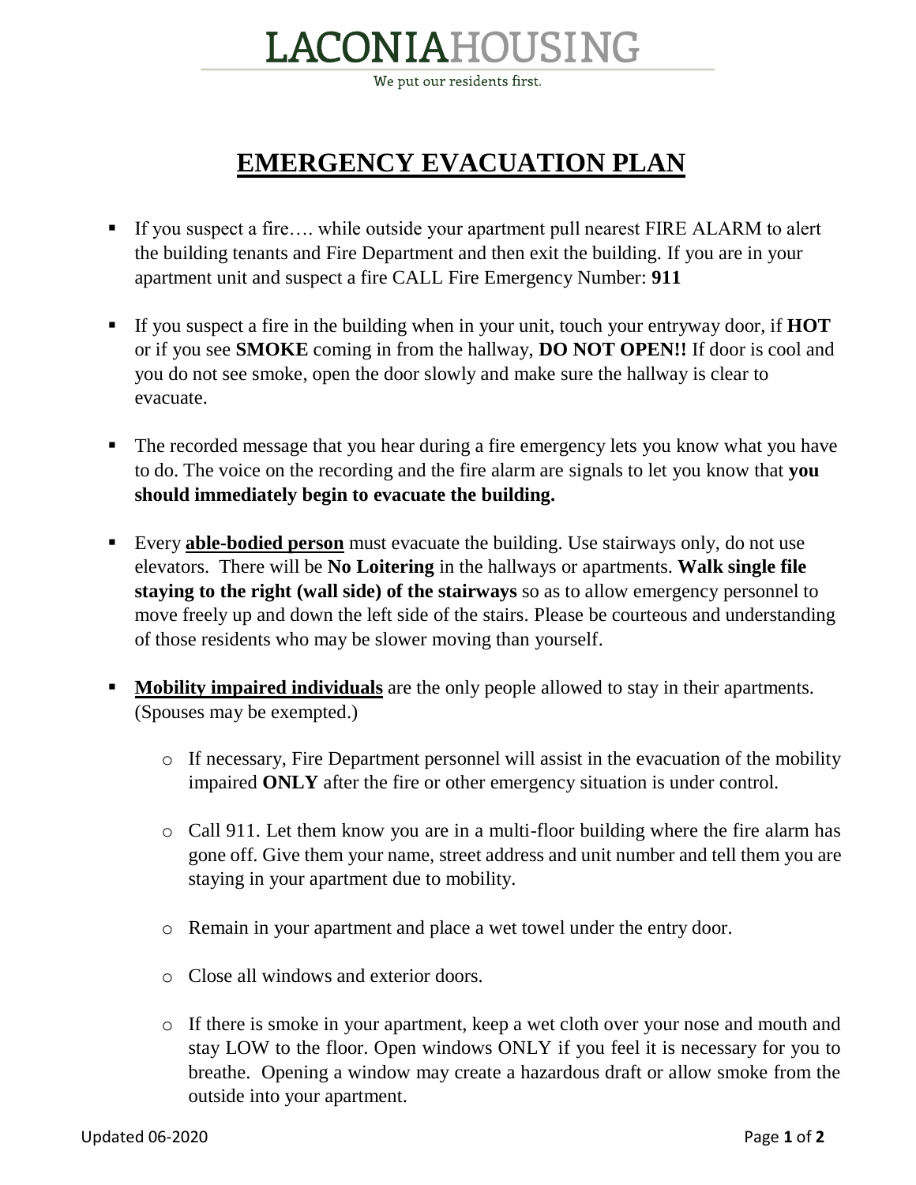# LACONIAHOUSING

We put our residents first.

## EMERGENCY EVACUATION PLAN

- If you suspect a fire…. while outside your apartment pull nearest FIRE ALARM to alert the building tenants and Fire Department and then exit the building. If you are in your apartment unit and suspect a fire CALL Fire Emergency Number: **911**

- If you suspect a fire in the building when in your unit, touch your entryway door, if **HOT** or if you see **SMOKE** coming in from the hallway, **DO NOT OPEN!!** If door is cool and you do not see smoke, open the door slowly and make sure the hallway is clear to evacuate.

- The recorded message that you hear during a fire emergency lets you know what you have to do. The voice on the recording and the fire alarm are signals to let you know that **you should immediately begin to evacuate the building.**

- Every **able-bodied person** must evacuate the building. Use stairways only, do not use elevators. There will be **No Loitering** in the hallways or apartments. **Walk single file staying to the right (wall side) of the stairways** so as to allow emergency personnel to move freely up and down the left side of the stairs. Please be courteous and understanding of those residents who may be slower moving than yourself.

- **Mobility impaired individuals** are the only people allowed to stay in their apartments. (Spouses may be exempted.)
  - If necessary, Fire Department personnel will assist in the evacuation of the mobility impaired **ONLY** after the fire or other emergency situation is under control.
  - Call 911. Let them know you are in a multi-floor building where the fire alarm has gone off. Give them your name, street address and unit number and tell them you are staying in your apartment due to mobility.
  - Remain in your apartment and place a wet towel under the entry door.
  - Close all windows and exterior doors.
  - If there is smoke in your apartment, keep a wet cloth over your nose and mouth and stay LOW to the floor. Open windows ONLY if you feel it is necessary for you to breathe. Opening a window may create a hazardous draft or allow smoke from the outside into your apartment.

Updated 06-2020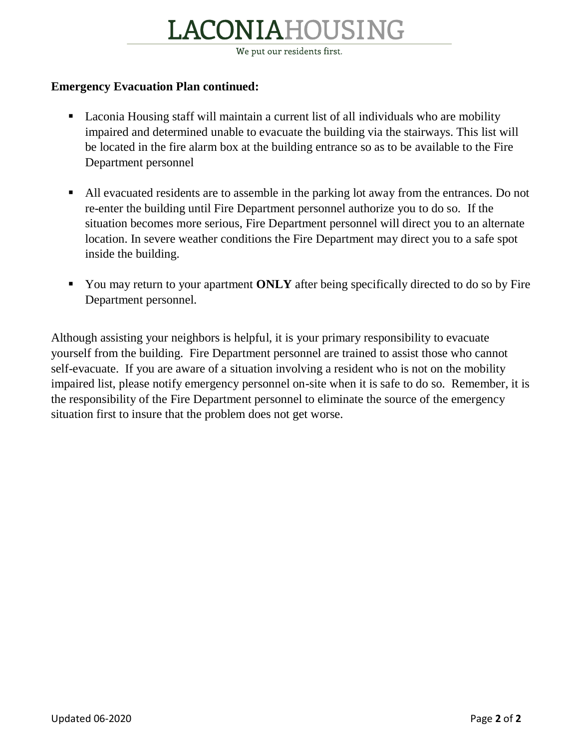**Emergency Evacuation Plan continued:**

- Laconia Housing staff will maintain a current list of all individuals who are mobility impaired and determined unable to evacuate the building via the stairways. This list will be located in the fire alarm box at the building entrance so as to be available to the Fire Department personnel

- All evacuated residents are to assemble in the parking lot away from the entrances. Do not re-enter the building until Fire Department personnel authorize you to do so. If the situation becomes more serious, Fire Department personnel will direct you to an alternate location. In severe weather conditions the Fire Department may direct you to a safe spot inside the building.

- You may return to your apartment **ONLY** after being specifically directed to do so by Fire Department personnel.

Although assisting your neighbors is helpful, it is your primary responsibility to evacuate yourself from the building. Fire Department personnel are trained to assist those who cannot self-evacuate. If you are aware of a situation involving a resident who is not on the mobility impaired list, please notify emergency personnel on-site when it is safe to do so. Remember, it is the responsibility of the Fire Department personnel to eliminate the source of the emergency situation first to insure that the problem does not get worse.

Updated 06-2020